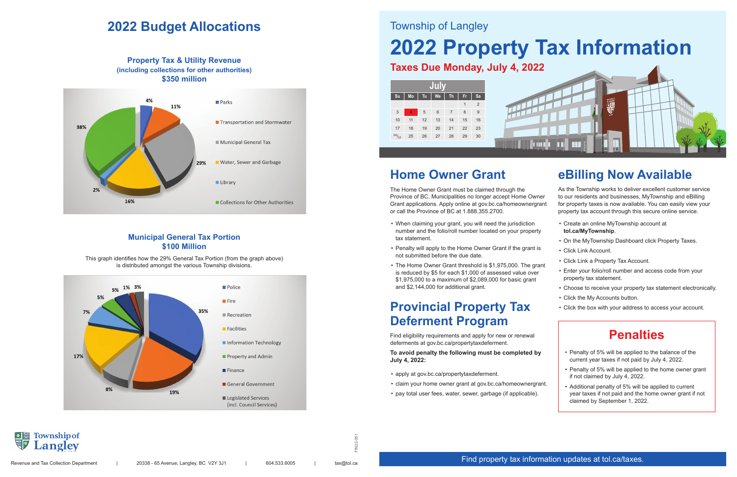# 2022 Budget Allocations

### Property Tax & Utility Revenue
**(including collections for other authorities)**
**$350 million**

| Category | Percentage |
|---|---|
| Parks | 4% |
| Transportation and Stormwater | 11% |
| Municipal General Tax | 29% |
| Water, Sewer and Garbage | 16% |
| Library | 2% |
| Collections for Other Authorities | 38% |

### Municipal General Tax Portion
**$100 Million**

This graph identifies how the 29% General Tax Portion (from the graph above) is distributed amongst the various Township divisions.

| Division | Percentage |
|---|---|
| Police | 35% |
| Fire | 19% |
| Recreation | 8% |
| Facilities | 17% |
| Information Technology | 7% |
| Property and Admin | 5% |
| Finance | 5% |
| General Government | 1% |
| Legislated Services (incl. Council Services) | 3% |

Township of Langley

Revenue and Tax Collection Department | 20338 - 65 Avenue, Langley, BC V2Y 3J1 | 604.533.6005 | tax@tol.ca

FIN22-051

Township of Langley

# 2022 Property Tax Information

## Taxes Due Monday, July 4, 2022

| July | | | | | | |
|---|---|---|---|---|---|---|
| Su | Mo | Tu | We | Th | Fr | Sa |
| | | | | | 1 | 2 |
| 3 | 4 | 5 | 6 | 7 | 8 | 9 |
| 10 | 11 | 12 | 13 | 14 | 15 | 16 |
| 17 | 18 | 19 | 20 | 21 | 22 | 23 |
| 24/31 | 25 | 26 | 27 | 28 | 29 | 30 |

## Home Owner Grant

The Home Owner Grant must be claimed through the Province of BC. Municipalities no longer accept Home Owner Grant applications. Apply online at gov.bc.ca/homeownergrant or call the Province of BC at 1.888.355.2700.

- When claiming your grant, you will need the jurisdiction number and the folio/roll number located on your property tax statement.
- Penalty will apply to the Home Owner Grant if the grant is not submitted before the due date.
- The Home Owner Grant threshold is $1,975,000. The grant is reduced by $5 for each $1,000 of assessed value over $1,975,000 to a maximum of $2,089,000 for basic grant and $2,144,000 for additional grant.

## Provincial Property Tax Deferment Program

Find eligibility requirements and apply for new or renewal deferments at gov.bc.ca/propertytaxdeferment.

**To avoid penalty the following must be completed by July 4, 2022:**

- apply at gov.bc.ca/propertytaxdeferment.
- claim your home owner grant at gov.bc.ca/homeownergrant.
- pay total user fees, water, sewer, garbage (if applicable).

## eBilling Now Available

As the Township works to deliver excellent customer service to our residents and businesses, MyTownship and eBilling for property taxes is now available. You can easily view your property tax account through this secure online service.

- Create an online MyTownship account at **tol.ca/MyTownship**.
- On the MyTownship Dashboard click Property Taxes.
- Click Link Account.
- Click Link a Property Tax Account.
- Enter your folio/roll number and access code from your property tax statement.
- Choose to receive your property tax statement electronically.
- Click the My Accounts button.
- Click the box with your address to access your account.

## Penalties

- Penalty of 5% will be applied to the balance of the current year taxes if not paid by July 4, 2022.
- Penalty of 5% will be applied to the home owner grant if not claimed by July 4, 2022.
- Additional penalty of 5% will be applied to current year taxes if not paid and the home owner grant if not claimed by September 1, 2022.

Find property tax information updates at tol.ca/taxes.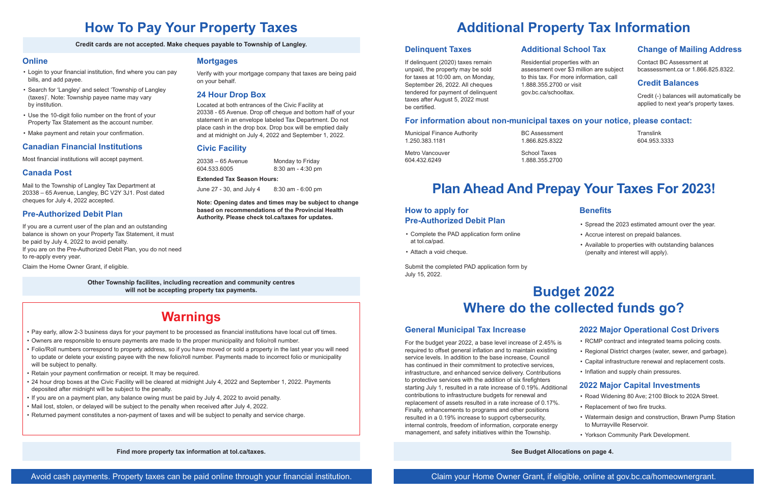# How To Pay Your Property Taxes

**Credit cards are not accepted. Make cheques payable to Township of Langley.**

## Online

- Login to your financial institution, find where you can pay bills, and add payee.
- Search for 'Langley' and select 'Township of Langley (taxes)'. Note: Township payee name may vary by institution.
- Use the 10-digit folio number on the front of your Property Tax Statement as the account number.
- Make payment and retain your confirmation.

## Canadian Financial Institutions

Most financial institutions will accept payment.

## Canada Post

Mail to the Township of Langley Tax Department at 20338 – 65 Avenue, Langley, BC V2Y 3J1. Post dated cheques for July 4, 2022 accepted.

## Pre-Authorized Debit Plan

If you are a current user of the plan and an outstanding balance is shown on your Property Tax Statement, it must be paid by July 4, 2022 to avoid penalty.
If you are on the Pre-Authorized Debit Plan, you do not need to re-apply every year.

Claim the Home Owner Grant, if eligible.

## Mortgages

Verify with your mortgage company that taxes are being paid on your behalf.

## 24 Hour Drop Box

Located at both entrances of the Civic Facility at 20338 - 65 Avenue. Drop off cheque and bottom half of your statement in an envelope labeled Tax Department. Do not place cash in the drop box. Drop box will be emptied daily and at midnight on July 4, 2022 and September 1, 2022.

## Civic Facility

| | |
|---|---|
| 20338 – 65 Avenue<br>604.533.6005 | Monday to Friday<br>8:30 am - 4:30 pm |

**Extended Tax Season Hours:**

| | |
|---|---|
| June 27 - 30, and July 4 | 8:30 am - 6:00 pm |

**Note: Opening dates and times may be subject to change based on recommendations of the Provincial Health Authority. Please check tol.ca/taxes for updates.**

**Other Township facilites, including recreation and community centres will not be accepting property tax payments.**

# Warnings

- Pay early, allow 2-3 business days for your payment to be processed as financial institutions have local cut off times.
- Owners are responsible to ensure payments are made to the proper municipality and folio/roll number.
- Folio/Roll numbers correspond to property address, so if you have moved or sold a property in the last year you will need to update or delete your existing payee with the new folio/roll number. Payments made to incorrect folio or municipality will be subject to penalty.
- Retain your payment confirmation or receipt. It may be required.
- 24 hour drop boxes at the Civic Facility will be cleared at midnight July 4, 2022 and September 1, 2022. Payments deposited after midnight will be subject to the penalty.
- If you are on a payment plan, any balance owing must be paid by July 4, 2022 to avoid penalty.
- Mail lost, stolen, or delayed will be subject to the penalty when received after July 4, 2022.
- Returned payment constitutes a non-payment of taxes and will be subject to penalty and service charge.

**Find more property tax information at tol.ca/taxes.**

Avoid cash payments. Property taxes can be paid online through your financial institution.

# Additional Property Tax Information

## Delinquent Taxes

If delinquent (2020) taxes remain unpaid, the property may be sold for taxes at 10:00 am, on Monday, September 26, 2022. All cheques tendered for payment of delinquent taxes after August 5, 2022 must be certified.

## Additional School Tax

Residential properties with an assessment over $3 million are subject to this tax. For more information, call 1.888.355.2700 or visit gov.bc.ca/schooltax.

## Change of Mailing Address

Contact BC Assessment at bcassessment.ca or 1.866.825.8322.

## Credit Balances

Credit (-) balances will automatically be applied to next year's property taxes.

## For information about non-municipal taxes on your notice, please contact:

| | | |
|---|---|---|
| Municipal Finance Authority<br>1.250.383.1181 | BC Assessment<br>1.866.825.8322 | Translink<br>604.953.3333 |
| Metro Vancouver<br>604.432.6249 | School Taxes<br>1.888.355.2700 | |

# Plan Ahead And Prepay Your Taxes For 2023!

## How to apply for Pre-Authorized Debit Plan

- Complete the PAD application form online at tol.ca/pad.
- Attach a void cheque.

Submit the completed PAD application form by July 15, 2022.

## Benefits

- Spread the 2023 estimated amount over the year.
- Accrue interest on prepaid balances.
- Available to properties with outstanding balances (penalty and interest will apply).

# Budget 2022 Where do the collected funds go?

## General Municipal Tax Increase

For the budget year 2022, a base level increase of 2.45% is required to offset general inflation and to maintain existing service levels. In addition to the base increase, Council has continued in their commitment to protective services, infrastructure, and enhanced service delivery. Contributions to protective services with the addition of six firefighters starting July 1, resulted in a rate increase of 0.19%. Additional contributions to infrastructure budgets for renewal and replacement of assets resulted in a rate increase of 0.17%. Finally, enhancements to programs and other positions resulted in a 0.19% increase to support cybersecurity, internal controls, freedom of information, corporate energy management, and safety initiatives within the Township.

## 2022 Major Operational Cost Drivers

- RCMP contract and integrated teams policing costs.
- Regional District charges (water, sewer, and garbage).
- Capital infrastructure renewal and replacement costs.
- Inflation and supply chain pressures.

## 2022 Major Capital Investments

- Road Widening 80 Ave; 2100 Block to 202A Street.
- Replacement of two fire trucks.
- Watermain design and construction, Brawn Pump Station to Murrayville Reservoir.
- Yorkson Community Park Development.

**See Budget Allocations on page 4.**

Claim your Home Owner Grant, if eligible, online at gov.bc.ca/homeownergrant.